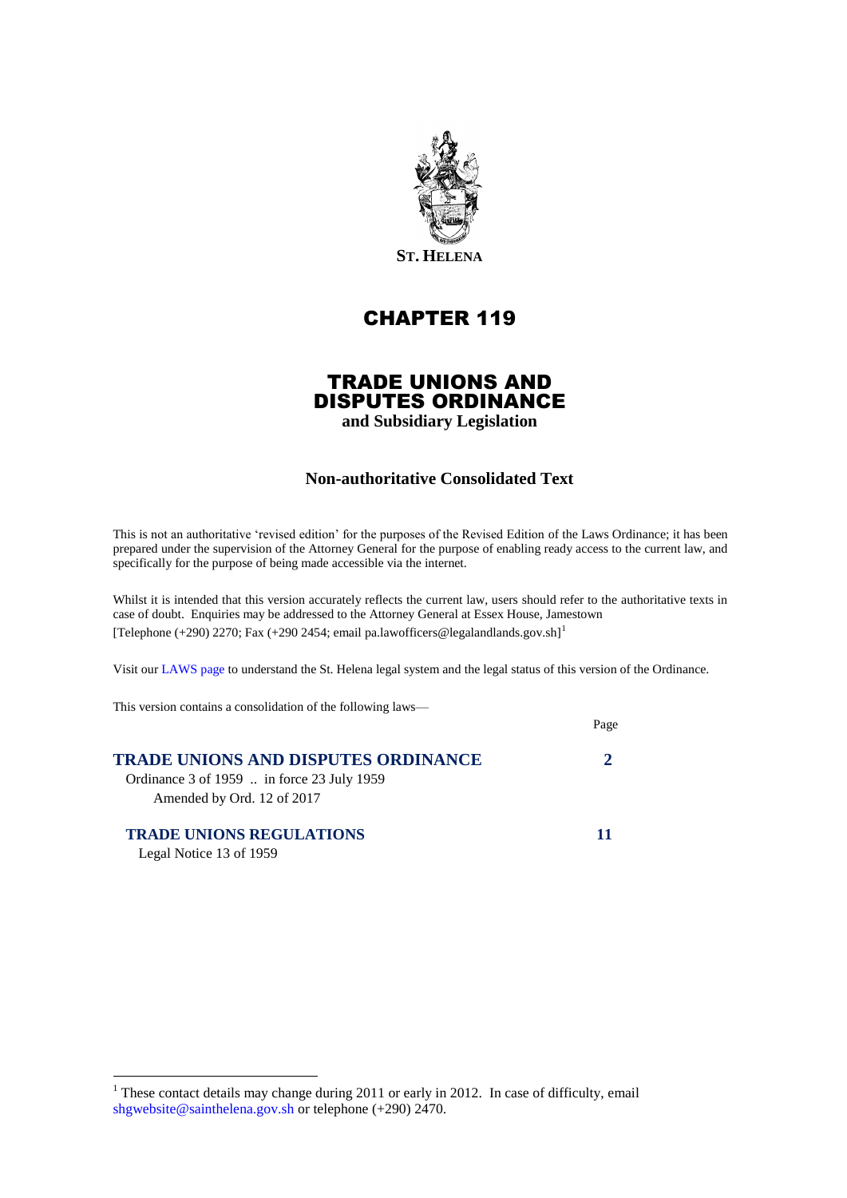**ST. HELENA**

# CHAPTER 119

# TRADE UNIONS AND DISPUTES ORDINANCE

**and Subsidiary Legislation**

## Non-authoritative Consolidated Text

This is not an authoritative 'revised edition' for the purposes of the Revised Edition of the Laws Ordinance; it has been prepared under the supervision of the Attorney General for the purpose of enabling ready access to the current law, and specifically for the purpose of being made accessible via the internet.

Whilst it is intended that this version accurately reflects the current law, users should refer to the authoritative texts in case of doubt. Enquiries may be addressed to the Attorney General at Essex House, Jamestown [Telephone (+290) 2270; Fax (+290 2454; email pa.lawofficers@legalandlands.gov.sh][1]

Visit our LAWS page to understand the St. Helena legal system and the legal status of this version of the Ordinance.

This version contains a consolidation of the following laws—

| | Page |
|---|---|
| **TRADE UNIONS AND DISPUTES ORDINANCE** | **2** |
| Ordinance 3 of 1959 .. in force 23 July 1959 | |
| Amended by Ord. 12 of 2017 | |
| **TRADE UNIONS REGULATIONS** | **11** |
| Legal Notice 13 of 1959 | |

[1] These contact details may change during 2011 or early in 2012. In case of difficulty, email shgwebsite@sainthelena.gov.sh or telephone (+290) 2470.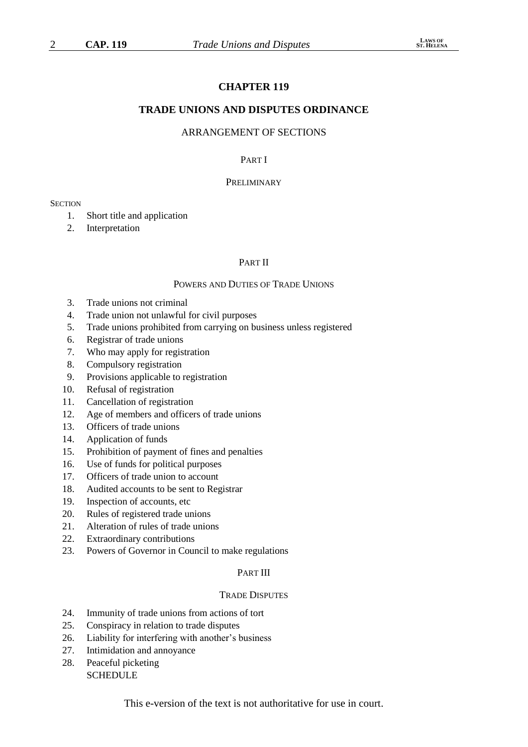# CHAPTER 119

## TRADE UNIONS AND DISPUTES ORDINANCE

ARRANGEMENT OF SECTIONS

PART I

PRELIMINARY

SECTION

1. Short title and application
2. Interpretation

PART II

POWERS AND DUTIES OF TRADE UNIONS

3. Trade unions not criminal
4. Trade union not unlawful for civil purposes
5. Trade unions prohibited from carrying on business unless registered
6. Registrar of trade unions
7. Who may apply for registration
8. Compulsory registration
9. Provisions applicable to registration
10. Refusal of registration
11. Cancellation of registration
12. Age of members and officers of trade unions
13. Officers of trade unions
14. Application of funds
15. Prohibition of payment of fines and penalties
16. Use of funds for political purposes
17. Officers of trade union to account
18. Audited accounts to be sent to Registrar
19. Inspection of accounts, etc
20. Rules of registered trade unions
21. Alteration of rules of trade unions
22. Extraordinary contributions
23. Powers of Governor in Council to make regulations

PART III

TRADE DISPUTES

24. Immunity of trade unions from actions of tort
25. Conspiracy in relation to trade disputes
26. Liability for interfering with another's business
27. Intimidation and annoyance
28. Peaceful picketing

SCHEDULE

This e-version of the text is not authoritative for use in court.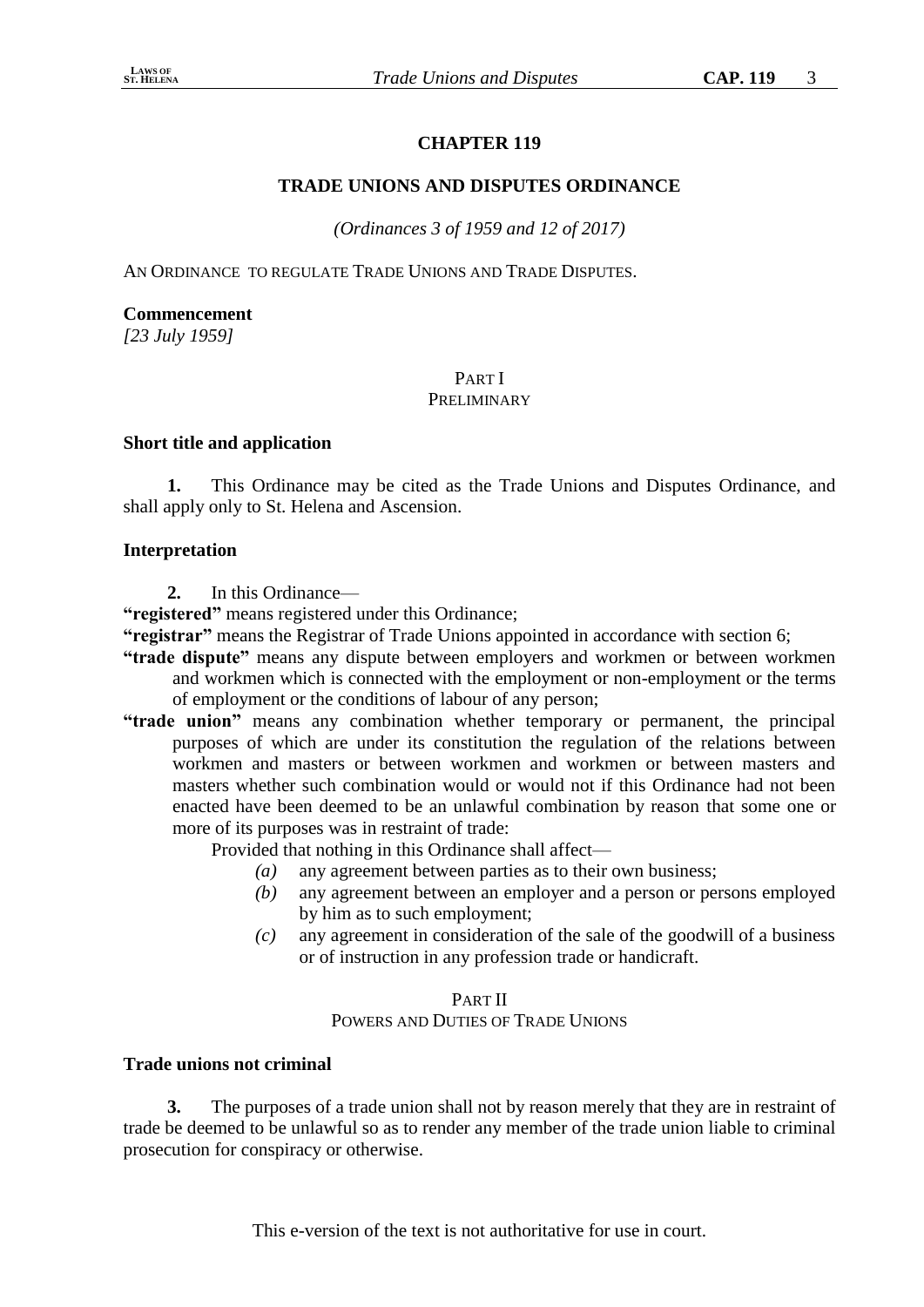# CHAPTER 119

## TRADE UNIONS AND DISPUTES ORDINANCE

*(Ordinances 3 of 1959 and 12 of 2017)*

AN ORDINANCE TO REGULATE TRADE UNIONS AND TRADE DISPUTES.

**Commencement**
*[23 July 1959]*

### PART I
### PRELIMINARY

**Short title and application**

**1.** This Ordinance may be cited as the Trade Unions and Disputes Ordinance, and shall apply only to St. Helena and Ascension.

**Interpretation**

**2.** In this Ordinance—

**"registered"** means registered under this Ordinance;

**"registrar"** means the Registrar of Trade Unions appointed in accordance with section 6;

**"trade dispute"** means any dispute between employers and workmen or between workmen and workmen which is connected with the employment or non-employment or the terms of employment or the conditions of labour of any person;

**"trade union"** means any combination whether temporary or permanent, the principal purposes of which are under its constitution the regulation of the relations between workmen and masters or between workmen and workmen or between masters and masters whether such combination would or would not if this Ordinance had not been enacted have been deemed to be an unlawful combination by reason that some one or more of its purposes was in restraint of trade:

Provided that nothing in this Ordinance shall affect—

- *(a)* any agreement between parties as to their own business;
- *(b)* any agreement between an employer and a person or persons employed by him as to such employment;
- *(c)* any agreement in consideration of the sale of the goodwill of a business or of instruction in any profession trade or handicraft.

### PART II
### POWERS AND DUTIES OF TRADE UNIONS

**Trade unions not criminal**

**3.** The purposes of a trade union shall not by reason merely that they are in restraint of trade be deemed to be unlawful so as to render any member of the trade union liable to criminal prosecution for conspiracy or otherwise.

This e-version of the text is not authoritative for use in court.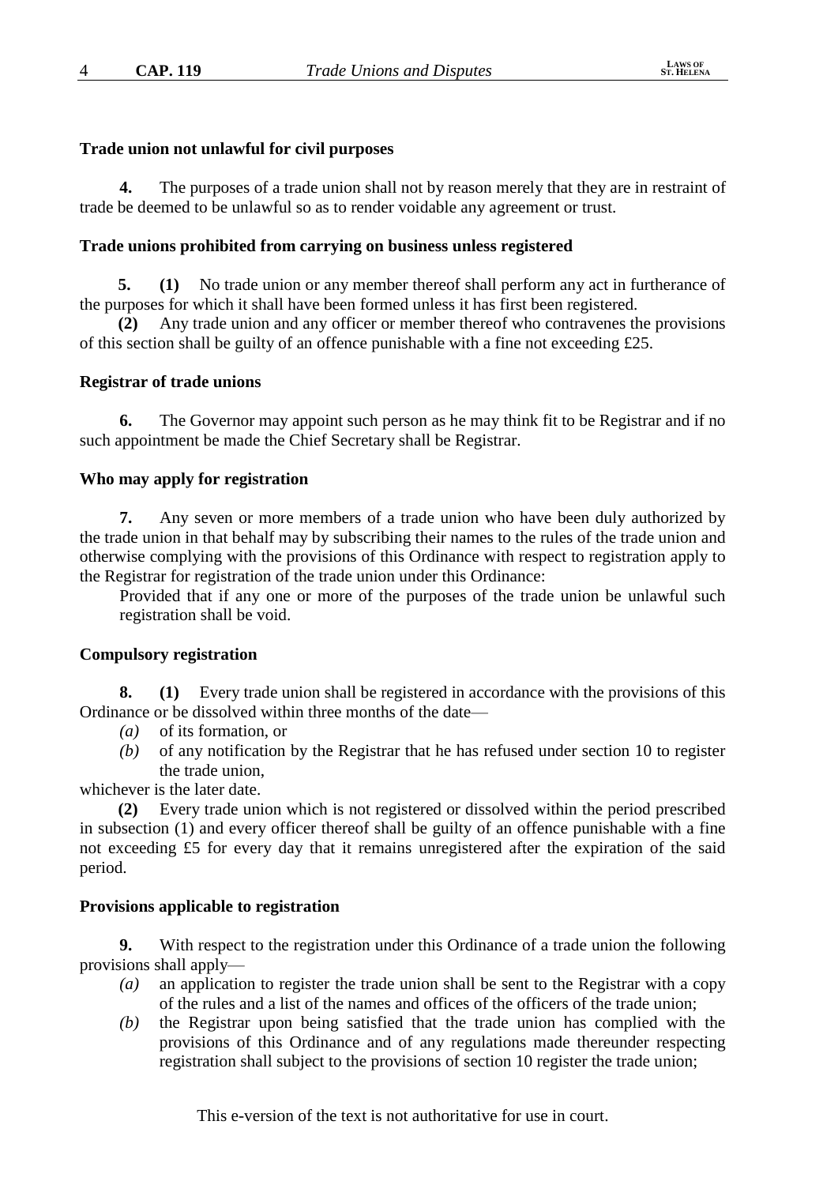**Trade union not unlawful for civil purposes**

**4.** The purposes of a trade union shall not by reason merely that they are in restraint of trade be deemed to be unlawful so as to render voidable any agreement or trust.

**Trade unions prohibited from carrying on business unless registered**

**5. (1)** No trade union or any member thereof shall perform any act in furtherance of the purposes for which it shall have been formed unless it has first been registered.

**(2)** Any trade union and any officer or member thereof who contravenes the provisions of this section shall be guilty of an offence punishable with a fine not exceeding £25.

**Registrar of trade unions**

**6.** The Governor may appoint such person as he may think fit to be Registrar and if no such appointment be made the Chief Secretary shall be Registrar.

**Who may apply for registration**

**7.** Any seven or more members of a trade union who have been duly authorized by the trade union in that behalf may by subscribing their names to the rules of the trade union and otherwise complying with the provisions of this Ordinance with respect to registration apply to the Registrar for registration of the trade union under this Ordinance:

Provided that if any one or more of the purposes of the trade union be unlawful such registration shall be void.

**Compulsory registration**

**8. (1)** Every trade union shall be registered in accordance with the provisions of this Ordinance or be dissolved within three months of the date—

*(a)* of its formation, or

*(b)* of any notification by the Registrar that he has refused under section 10 to register the trade union,

whichever is the later date.

**(2)** Every trade union which is not registered or dissolved within the period prescribed in subsection (1) and every officer thereof shall be guilty of an offence punishable with a fine not exceeding £5 for every day that it remains unregistered after the expiration of the said period.

**Provisions applicable to registration**

**9.** With respect to the registration under this Ordinance of a trade union the following provisions shall apply—

*(a)* an application to register the trade union shall be sent to the Registrar with a copy of the rules and a list of the names and offices of the officers of the trade union;

*(b)* the Registrar upon being satisfied that the trade union has complied with the provisions of this Ordinance and of any regulations made thereunder respecting registration shall subject to the provisions of section 10 register the trade union;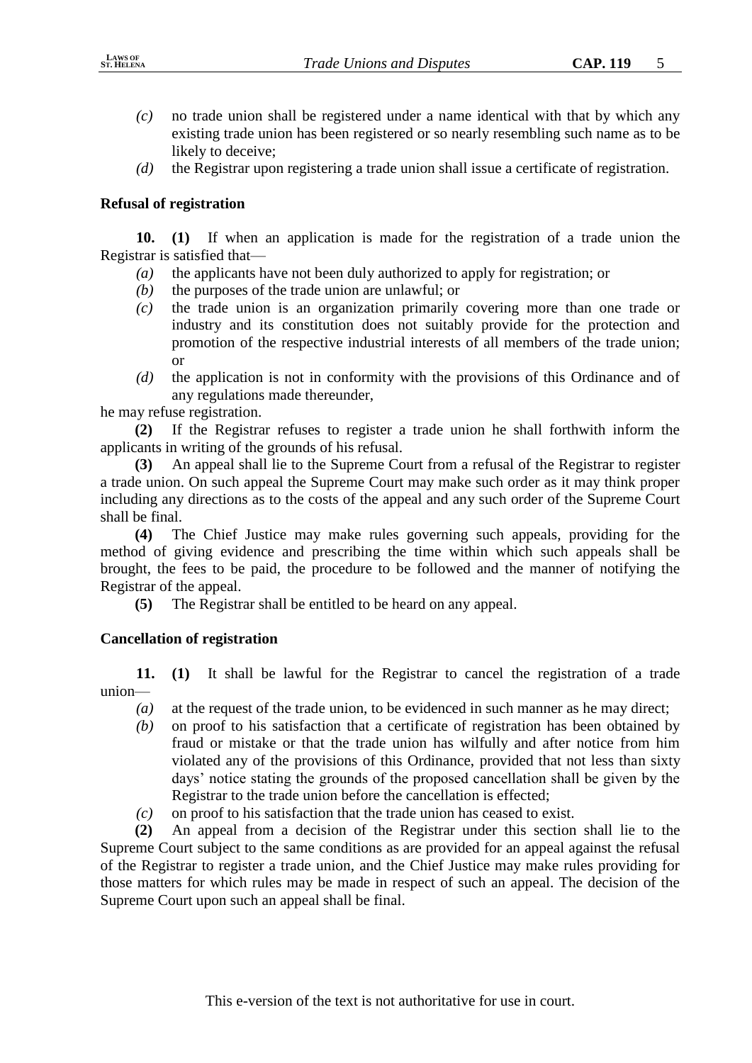*(c)* no trade union shall be registered under a name identical with that by which any existing trade union has been registered or so nearly resembling such name as to be likely to deceive;

*(d)* the Registrar upon registering a trade union shall issue a certificate of registration.

**Refusal of registration**

**10.** **(1)** If when an application is made for the registration of a trade union the Registrar is satisfied that—

*(a)* the applicants have not been duly authorized to apply for registration; or

*(b)* the purposes of the trade union are unlawful; or

*(c)* the trade union is an organization primarily covering more than one trade or industry and its constitution does not suitably provide for the protection and promotion of the respective industrial interests of all members of the trade union; or

*(d)* the application is not in conformity with the provisions of this Ordinance and of any regulations made thereunder,

he may refuse registration.

**(2)** If the Registrar refuses to register a trade union he shall forthwith inform the applicants in writing of the grounds of his refusal.

**(3)** An appeal shall lie to the Supreme Court from a refusal of the Registrar to register a trade union. On such appeal the Supreme Court may make such order as it may think proper including any directions as to the costs of the appeal and any such order of the Supreme Court shall be final.

**(4)** The Chief Justice may make rules governing such appeals, providing for the method of giving evidence and prescribing the time within which such appeals shall be brought, the fees to be paid, the procedure to be followed and the manner of notifying the Registrar of the appeal.

**(5)** The Registrar shall be entitled to be heard on any appeal.

**Cancellation of registration**

**11.** **(1)** It shall be lawful for the Registrar to cancel the registration of a trade union—

*(a)* at the request of the trade union, to be evidenced in such manner as he may direct;

*(b)* on proof to his satisfaction that a certificate of registration has been obtained by fraud or mistake or that the trade union has wilfully and after notice from him violated any of the provisions of this Ordinance, provided that not less than sixty days' notice stating the grounds of the proposed cancellation shall be given by the Registrar to the trade union before the cancellation is effected;

*(c)* on proof to his satisfaction that the trade union has ceased to exist.

**(2)** An appeal from a decision of the Registrar under this section shall lie to the Supreme Court subject to the same conditions as are provided for an appeal against the refusal of the Registrar to register a trade union, and the Chief Justice may make rules providing for those matters for which rules may be made in respect of such an appeal. The decision of the Supreme Court upon such an appeal shall be final.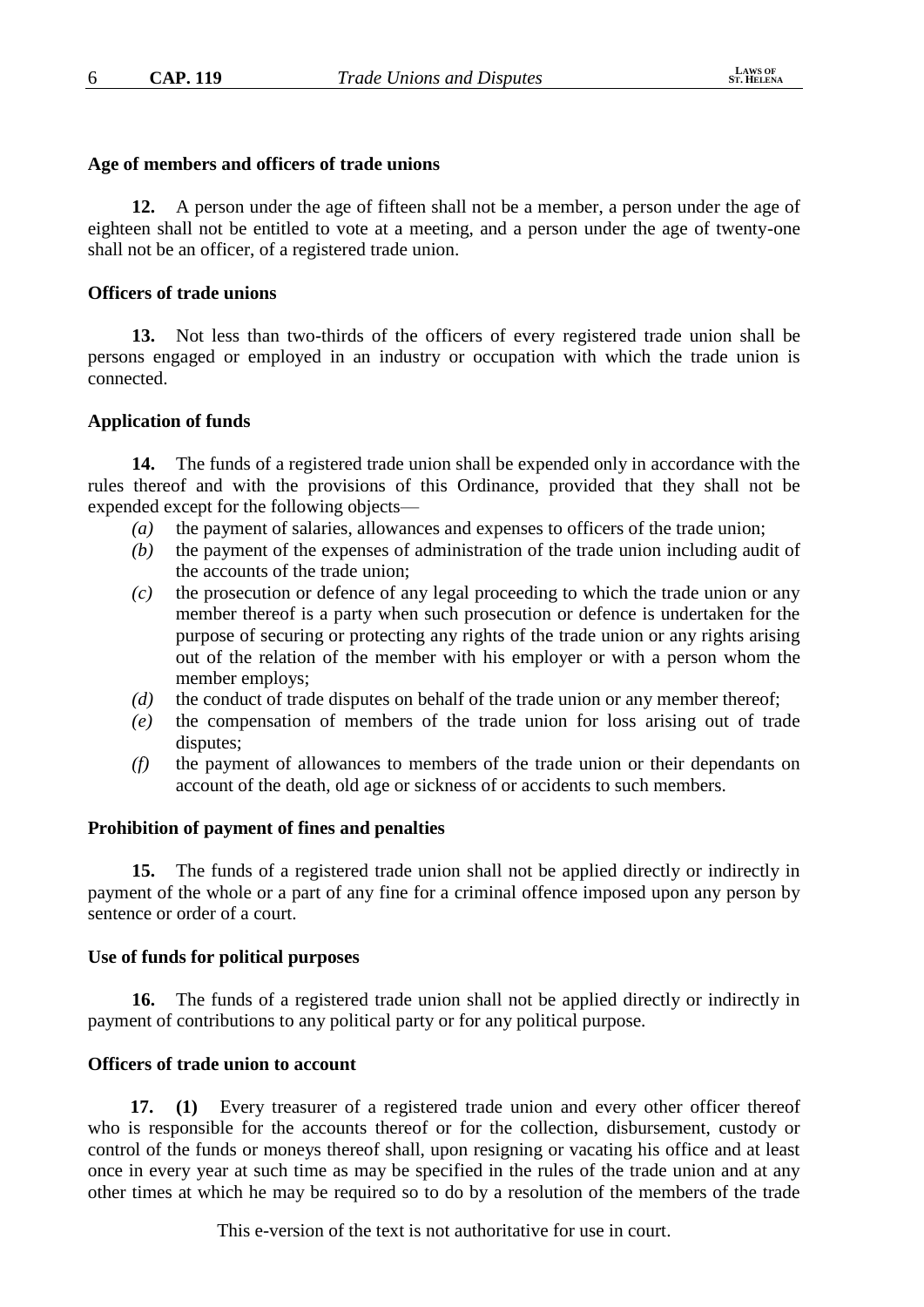**Age of members and officers of trade unions**

**12.** A person under the age of fifteen shall not be a member, a person under the age of eighteen shall not be entitled to vote at a meeting, and a person under the age of twenty-one shall not be an officer, of a registered trade union.

**Officers of trade unions**

**13.** Not less than two-thirds of the officers of every registered trade union shall be persons engaged or employed in an industry or occupation with which the trade union is connected.

**Application of funds**

**14.** The funds of a registered trade union shall be expended only in accordance with the rules thereof and with the provisions of this Ordinance, provided that they shall not be expended except for the following objects—

*(a)* the payment of salaries, allowances and expenses to officers of the trade union;

*(b)* the payment of the expenses of administration of the trade union including audit of the accounts of the trade union;

*(c)* the prosecution or defence of any legal proceeding to which the trade union or any member thereof is a party when such prosecution or defence is undertaken for the purpose of securing or protecting any rights of the trade union or any rights arising out of the relation of the member with his employer or with a person whom the member employs;

*(d)* the conduct of trade disputes on behalf of the trade union or any member thereof;

*(e)* the compensation of members of the trade union for loss arising out of trade disputes;

*(f)* the payment of allowances to members of the trade union or their dependants on account of the death, old age or sickness of or accidents to such members.

**Prohibition of payment of fines and penalties**

**15.** The funds of a registered trade union shall not be applied directly or indirectly in payment of the whole or a part of any fine for a criminal offence imposed upon any person by sentence or order of a court.

**Use of funds for political purposes**

**16.** The funds of a registered trade union shall not be applied directly or indirectly in payment of contributions to any political party or for any political purpose.

**Officers of trade union to account**

**17. (1)** Every treasurer of a registered trade union and every other officer thereof who is responsible for the accounts thereof or for the collection, disbursement, custody or control of the funds or moneys thereof shall, upon resigning or vacating his office and at least once in every year at such time as may be specified in the rules of the trade union and at any other times at which he may be required so to do by a resolution of the members of the trade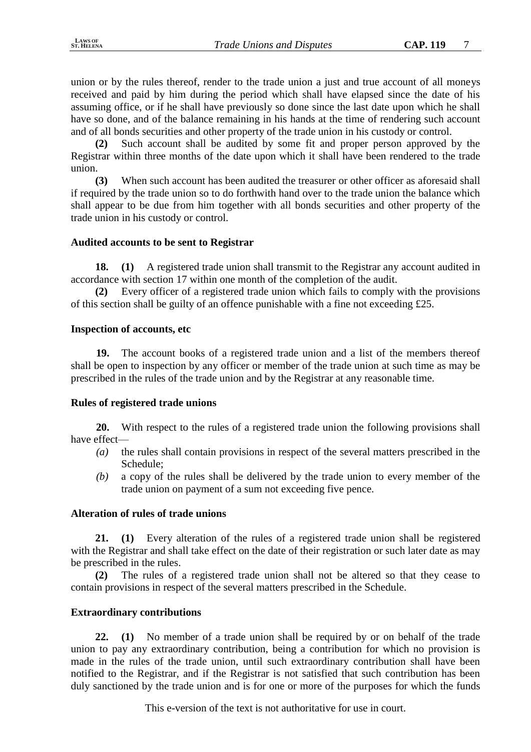union or by the rules thereof, render to the trade union a just and true account of all moneys received and paid by him during the period which shall have elapsed since the date of his assuming office, or if he shall have previously so done since the last date upon which he shall have so done, and of the balance remaining in his hands at the time of rendering such account and of all bonds securities and other property of the trade union in his custody or control.

**(2)** Such account shall be audited by some fit and proper person approved by the Registrar within three months of the date upon which it shall have been rendered to the trade union.

**(3)** When such account has been audited the treasurer or other officer as aforesaid shall if required by the trade union so to do forthwith hand over to the trade union the balance which shall appear to be due from him together with all bonds securities and other property of the trade union in his custody or control.

#### Audited accounts to be sent to Registrar

**18.** **(1)** A registered trade union shall transmit to the Registrar any account audited in accordance with section 17 within one month of the completion of the audit.

**(2)** Every officer of a registered trade union which fails to comply with the provisions of this section shall be guilty of an offence punishable with a fine not exceeding £25.

#### Inspection of accounts, etc

**19.** The account books of a registered trade union and a list of the members thereof shall be open to inspection by any officer or member of the trade union at such time as may be prescribed in the rules of the trade union and by the Registrar at any reasonable time.

#### Rules of registered trade unions

**20.** With respect to the rules of a registered trade union the following provisions shall have effect—

*(a)* the rules shall contain provisions in respect of the several matters prescribed in the Schedule;

*(b)* a copy of the rules shall be delivered by the trade union to every member of the trade union on payment of a sum not exceeding five pence.

#### Alteration of rules of trade unions

**21.** **(1)** Every alteration of the rules of a registered trade union shall be registered with the Registrar and shall take effect on the date of their registration or such later date as may be prescribed in the rules.

**(2)** The rules of a registered trade union shall not be altered so that they cease to contain provisions in respect of the several matters prescribed in the Schedule.

#### Extraordinary contributions

**22.** **(1)** No member of a trade union shall be required by or on behalf of the trade union to pay any extraordinary contribution, being a contribution for which no provision is made in the rules of the trade union, until such extraordinary contribution shall have been notified to the Registrar, and if the Registrar is not satisfied that such contribution has been duly sanctioned by the trade union and is for one or more of the purposes for which the funds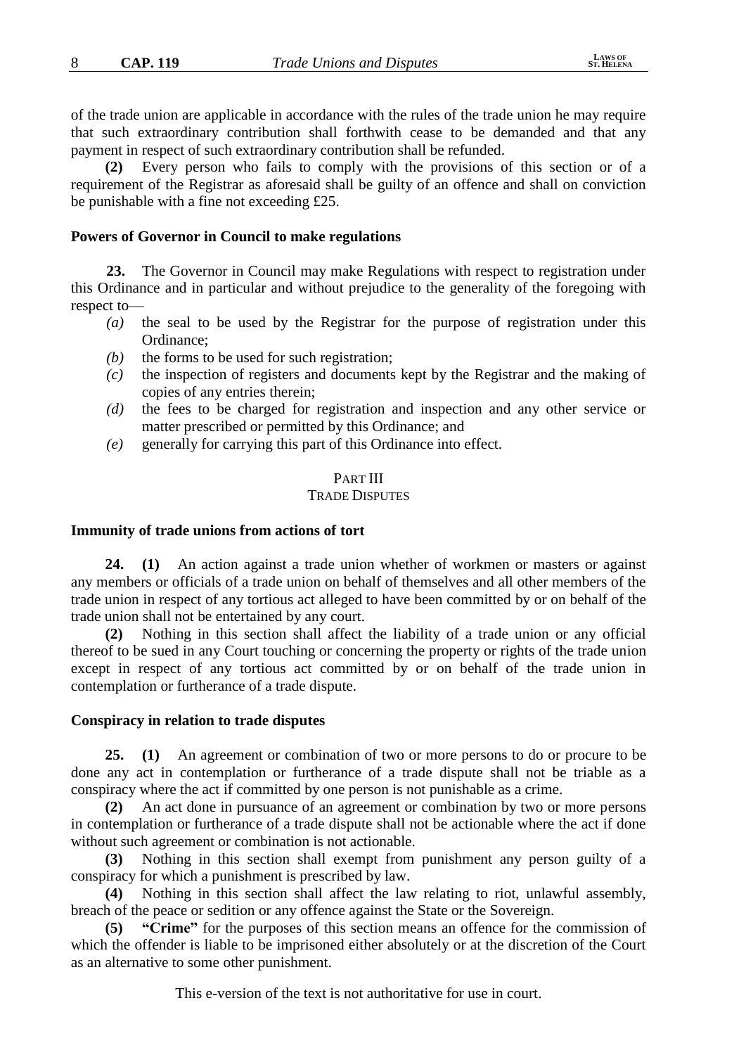of the trade union are applicable in accordance with the rules of the trade union he may require that such extraordinary contribution shall forthwith cease to be demanded and that any payment in respect of such extraordinary contribution shall be refunded.

**(2)** Every person who fails to comply with the provisions of this section or of a requirement of the Registrar as aforesaid shall be guilty of an offence and shall on conviction be punishable with a fine not exceeding £25.

### Powers of Governor in Council to make regulations

**23.** The Governor in Council may make Regulations with respect to registration under this Ordinance and in particular and without prejudice to the generality of the foregoing with respect to—

- *(a)* the seal to be used by the Registrar for the purpose of registration under this Ordinance;
- *(b)* the forms to be used for such registration;
- *(c)* the inspection of registers and documents kept by the Registrar and the making of copies of any entries therein;
- *(d)* the fees to be charged for registration and inspection and any other service or matter prescribed or permitted by this Ordinance; and
- *(e)* generally for carrying this part of this Ordinance into effect.

## PART III
## TRADE DISPUTES

### Immunity of trade unions from actions of tort

**24. (1)** An action against a trade union whether of workmen or masters or against any members or officials of a trade union on behalf of themselves and all other members of the trade union in respect of any tortious act alleged to have been committed by or on behalf of the trade union shall not be entertained by any court.

**(2)** Nothing in this section shall affect the liability of a trade union or any official thereof to be sued in any Court touching or concerning the property or rights of the trade union except in respect of any tortious act committed by or on behalf of the trade union in contemplation or furtherance of a trade dispute.

### Conspiracy in relation to trade disputes

**25. (1)** An agreement or combination of two or more persons to do or procure to be done any act in contemplation or furtherance of a trade dispute shall not be triable as a conspiracy where the act if committed by one person is not punishable as a crime.

**(2)** An act done in pursuance of an agreement or combination by two or more persons in contemplation or furtherance of a trade dispute shall not be actionable where the act if done without such agreement or combination is not actionable.

**(3)** Nothing in this section shall exempt from punishment any person guilty of a conspiracy for which a punishment is prescribed by law.

**(4)** Nothing in this section shall affect the law relating to riot, unlawful assembly, breach of the peace or sedition or any offence against the State or the Sovereign.

**(5)** **"Crime"** for the purposes of this section means an offence for the commission of which the offender is liable to be imprisoned either absolutely or at the discretion of the Court as an alternative to some other punishment.

This e-version of the text is not authoritative for use in court.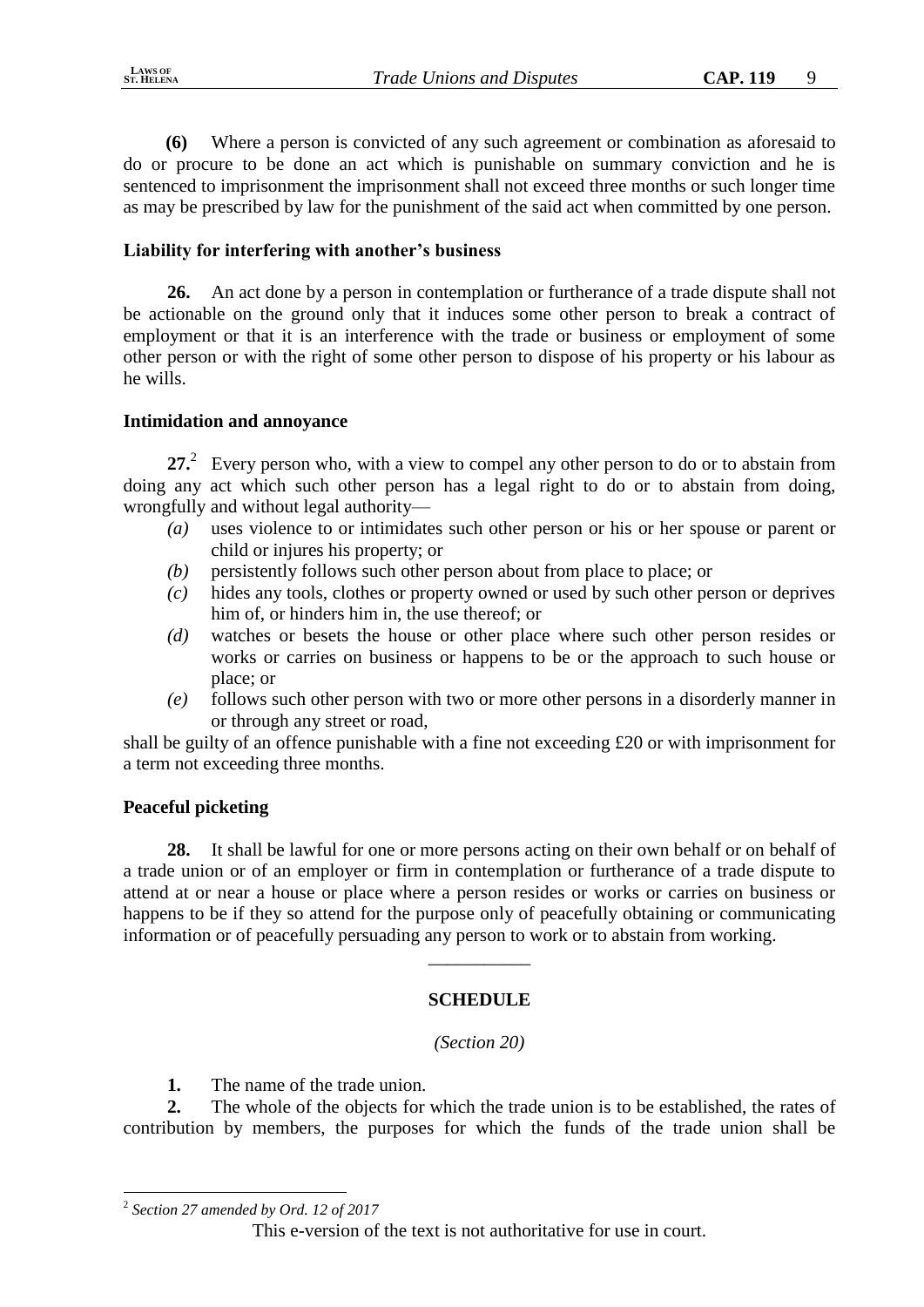**(6)** Where a person is convicted of any such agreement or combination as aforesaid to do or procure to be done an act which is punishable on summary conviction and he is sentenced to imprisonment the imprisonment shall not exceed three months or such longer time as may be prescribed by law for the punishment of the said act when committed by one person.

### Liability for interfering with another's business

**26.** An act done by a person in contemplation or furtherance of a trade dispute shall not be actionable on the ground only that it induces some other person to break a contract of employment or that it is an interference with the trade or business or employment of some other person or with the right of some other person to dispose of his property or his labour as he wills.

### Intimidation and annoyance

**27.**[2] Every person who, with a view to compel any other person to do or to abstain from doing any act which such other person has a legal right to do or to abstain from doing, wrongfully and without legal authority—

*(a)* uses violence to or intimidates such other person or his or her spouse or parent or child or injures his property; or

*(b)* persistently follows such other person about from place to place; or

*(c)* hides any tools, clothes or property owned or used by such other person or deprives him of, or hinders him in, the use thereof; or

*(d)* watches or besets the house or other place where such other person resides or works or carries on business or happens to be or the approach to such house or place; or

*(e)* follows such other person with two or more other persons in a disorderly manner in or through any street or road,

shall be guilty of an offence punishable with a fine not exceeding £20 or with imprisonment for a term not exceeding three months.

### Peaceful picketing

**28.** It shall be lawful for one or more persons acting on their own behalf or on behalf of a trade union or of an employer or firm in contemplation or furtherance of a trade dispute to attend at or near a house or place where a person resides or works or carries on business or happens to be if they so attend for the purpose only of peacefully obtaining or communicating information or of peacefully persuading any person to work or to abstain from working.

---

## SCHEDULE

*(Section 20)*

**1.** The name of the trade union.

**2.** The whole of the objects for which the trade union is to be established, the rates of contribution by members, the purposes for which the funds of the trade union shall be

---

[2] *Section 27 amended by Ord. 12 of 2017*

This e-version of the text is not authoritative for use in court.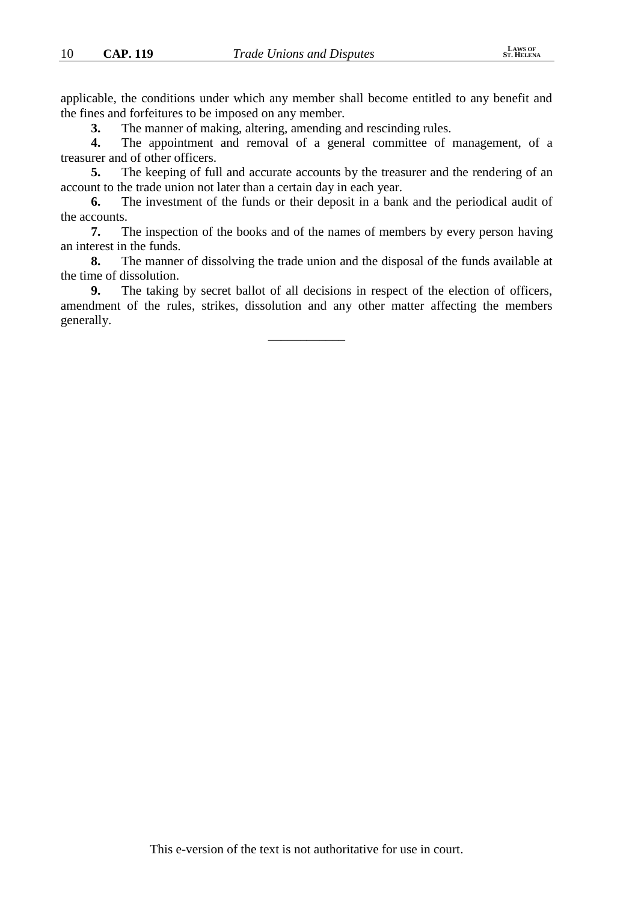applicable, the conditions under which any member shall become entitled to any benefit and the fines and forfeitures to be imposed on any member.

**3.** The manner of making, altering, amending and rescinding rules.

**4.** The appointment and removal of a general committee of management, of a treasurer and of other officers.

**5.** The keeping of full and accurate accounts by the treasurer and the rendering of an account to the trade union not later than a certain day in each year.

**6.** The investment of the funds or their deposit in a bank and the periodical audit of the accounts.

**7.** The inspection of the books and of the names of members by every person having an interest in the funds.

**8.** The manner of dissolving the trade union and the disposal of the funds available at the time of dissolution.

**9.** The taking by secret ballot of all decisions in respect of the election of officers, amendment of the rules, strikes, dissolution and any other matter affecting the members generally.

___________

This e-version of the text is not authoritative for use in court.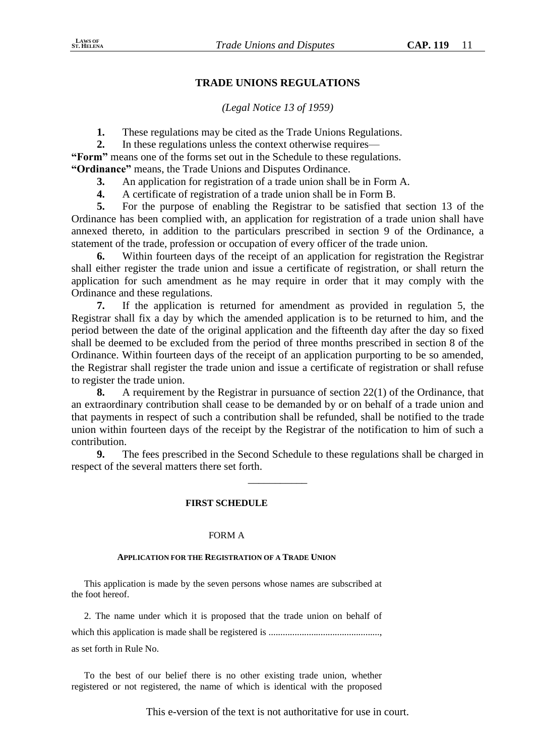## TRADE UNIONS REGULATIONS

*(Legal Notice 13 of 1959)*

**1.** These regulations may be cited as the Trade Unions Regulations.

**2.** In these regulations unless the context otherwise requires—

**"Form"** means one of the forms set out in the Schedule to these regulations.

**"Ordinance"** means, the Trade Unions and Disputes Ordinance.

**3.** An application for registration of a trade union shall be in Form A.

**4.** A certificate of registration of a trade union shall be in Form B.

**5.** For the purpose of enabling the Registrar to be satisfied that section 13 of the Ordinance has been complied with, an application for registration of a trade union shall have annexed thereto, in addition to the particulars prescribed in section 9 of the Ordinance, a statement of the trade, profession or occupation of every officer of the trade union.

**6.** Within fourteen days of the receipt of an application for registration the Registrar shall either register the trade union and issue a certificate of registration, or shall return the application for such amendment as he may require in order that it may comply with the Ordinance and these regulations.

**7.** If the application is returned for amendment as provided in regulation 5, the Registrar shall fix a day by which the amended application is to be returned to him, and the period between the date of the original application and the fifteenth day after the day so fixed shall be deemed to be excluded from the period of three months prescribed in section 8 of the Ordinance. Within fourteen days of the receipt of an application purporting to be so amended, the Registrar shall register the trade union and issue a certificate of registration or shall refuse to register the trade union.

**8.** A requirement by the Registrar in pursuance of section 22(1) of the Ordinance, that an extraordinary contribution shall cease to be demanded by or on behalf of a trade union and that payments in respect of such a contribution shall be refunded, shall be notified to the trade union within fourteen days of the receipt by the Registrar of the notification to him of such a contribution.

**9.** The fees prescribed in the Second Schedule to these regulations shall be charged in respect of the several matters there set forth.

---

### FIRST SCHEDULE

FORM A

**APPLICATION FOR THE REGISTRATION OF A TRADE UNION**

This application is made by the seven persons whose names are subscribed at the foot hereof.

2. The name under which it is proposed that the trade union on behalf of which this application is made shall be registered is ..............................................., as set forth in Rule No.

To the best of our belief there is no other existing trade union, whether registered or not registered, the name of which is identical with the proposed

This e-version of the text is not authoritative for use in court.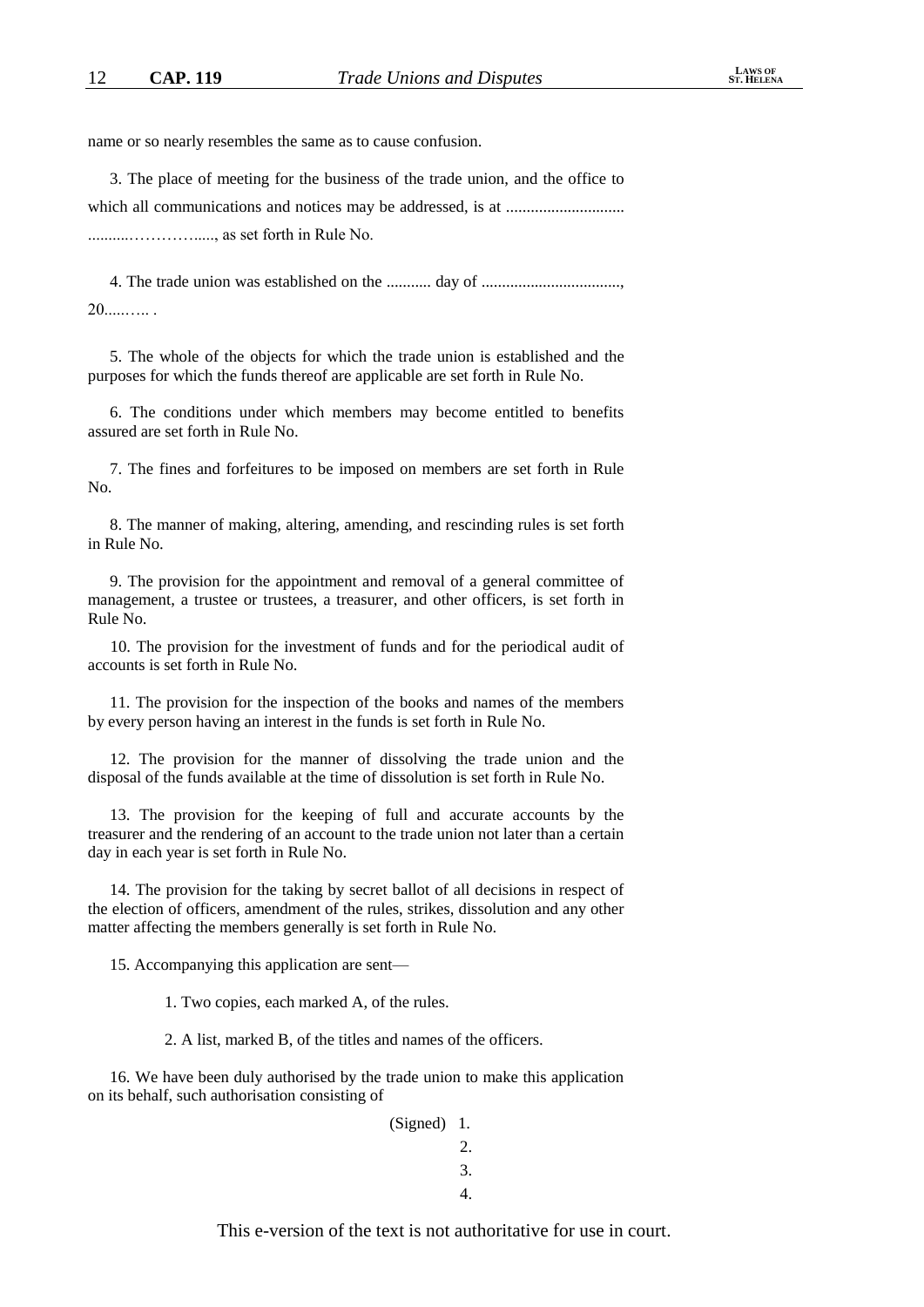name or so nearly resembles the same as to cause confusion.

3. The place of meeting for the business of the trade union, and the office to which all communications and notices may be addressed, is at ............................ ..........…………....., as set forth in Rule No.

4. The trade union was established on the ........... day of .................................., 20.....….. .

5. The whole of the objects for which the trade union is established and the purposes for which the funds thereof are applicable are set forth in Rule No.

6. The conditions under which members may become entitled to benefits assured are set forth in Rule No.

7. The fines and forfeitures to be imposed on members are set forth in Rule No.

8. The manner of making, altering, amending, and rescinding rules is set forth in Rule No.

9. The provision for the appointment and removal of a general committee of management, a trustee or trustees, a treasurer, and other officers, is set forth in Rule No.

10. The provision for the investment of funds and for the periodical audit of accounts is set forth in Rule No.

11. The provision for the inspection of the books and names of the members by every person having an interest in the funds is set forth in Rule No.

12. The provision for the manner of dissolving the trade union and the disposal of the funds available at the time of dissolution is set forth in Rule No.

13. The provision for the keeping of full and accurate accounts by the treasurer and the rendering of an account to the trade union not later than a certain day in each year is set forth in Rule No.

14. The provision for the taking by secret ballot of all decisions in respect of the election of officers, amendment of the rules, strikes, dissolution and any other matter affecting the members generally is set forth in Rule No.

15. Accompanying this application are sent—

1. Two copies, each marked A, of the rules.

2. A list, marked B, of the titles and names of the officers.

16. We have been duly authorised by the trade union to make this application on its behalf, such authorisation consisting of

(Signed) 1.
2.
3.
4.

This e-version of the text is not authoritative for use in court.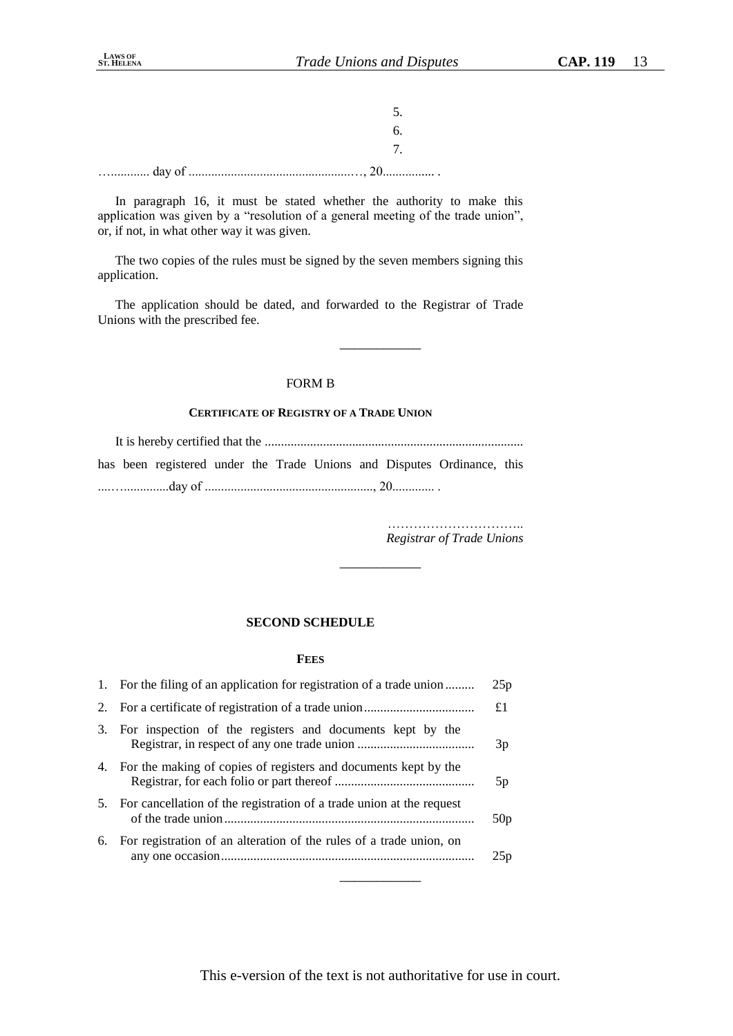5.
6.
7.

…........... day of ...................................................…, 20................ .

In paragraph 16, it must be stated whether the authority to make this application was given by a "resolution of a general meeting of the trade union", or, if not, in what other way it was given.

The two copies of the rules must be signed by the seven members signing this application.

The application should be dated, and forwarded to the Registrar of Trade Unions with the prescribed fee.

---

FORM B

**CERTIFICATE OF REGISTRY OF A TRADE UNION**

It is hereby certified that the ............................................................................... has been registered under the Trade Unions and Disputes Ordinance, this ....….............day of ...................................................., 20............. .

…………………………..
*Registrar of Trade Unions*

---

## SECOND SCHEDULE

**FEES**

| | | |
|---|---|---|
| 1. | For the filing of an application for registration of a trade union......... | 25p |
| 2. | For a certificate of registration of a trade union................................. | £1 |
| 3. | For inspection of the registers and documents kept by the Registrar, in respect of any one trade union .................................... | 3p |
| 4. | For the making of copies of registers and documents kept by the Registrar, for each folio or part thereof ........................................... | 5p |
| 5. | For cancellation of the registration of a trade union at the request of the trade union............................................................................ | 50p |
| 6. | For registration of an alteration of the rules of a trade union, on any one occasion............................................................................. | 25p |